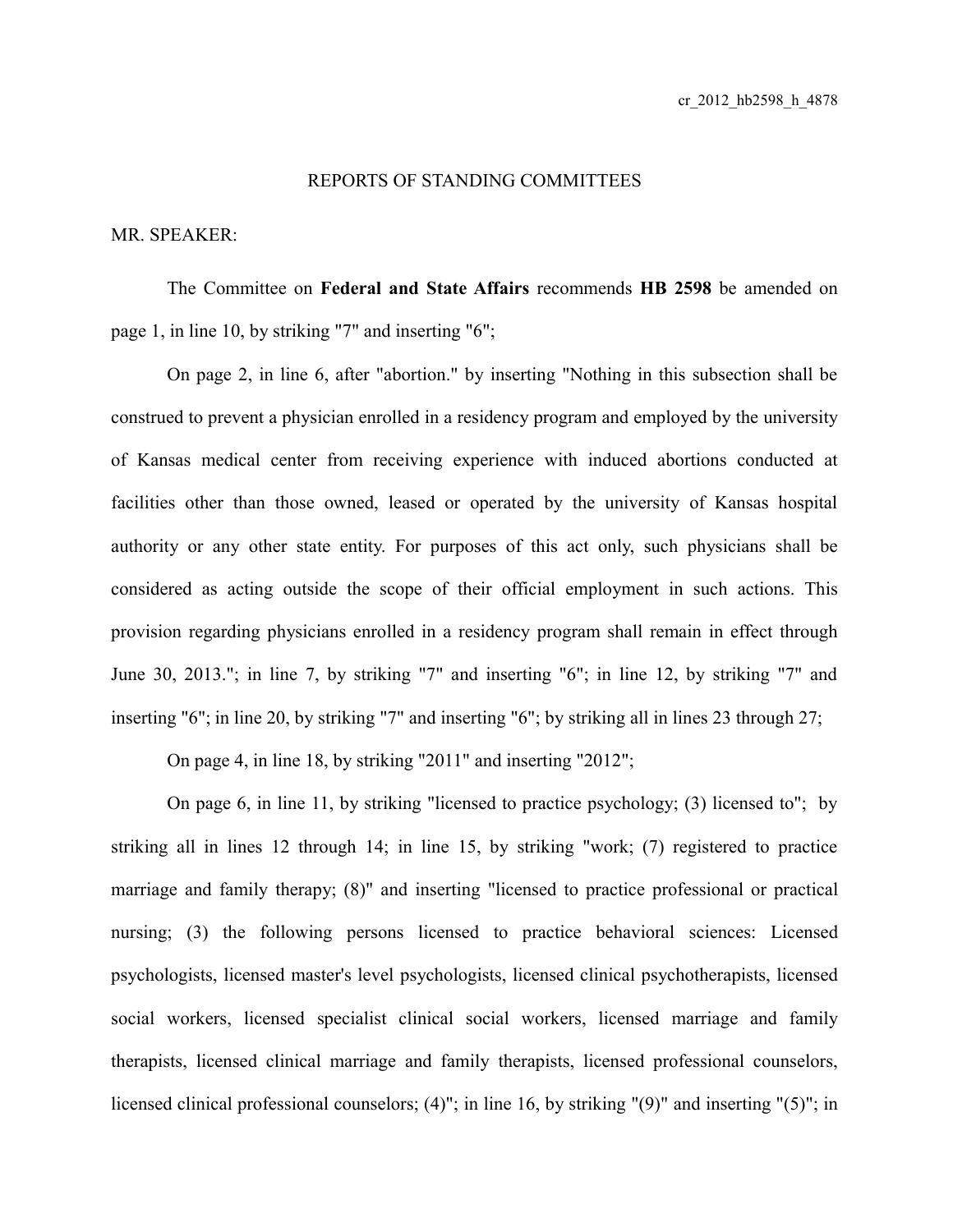cr_2012_hb2598_h_4878

## REPORTS OF STANDING COMMITTEES

MR. SPEAKER:

The Committee on **Federal and State Affairs** recommends **HB 2598** be amended on page 1, in line 10, by striking "7" and inserting "6";

On page 2, in line 6, after "abortion." by inserting "Nothing in this subsection shall be construed to prevent a physician enrolled in a residency program and employed by the university of Kansas medical center from receiving experience with induced abortions conducted at facilities other than those owned, leased or operated by the university of Kansas hospital authority or any other state entity. For purposes of this act only, such physicians shall be considered as acting outside the scope of their official employment in such actions. This provision regarding physicians enrolled in a residency program shall remain in effect through June 30, 2013."; in line 7, by striking "7" and inserting "6"; in line 12, by striking "7" and inserting "6"; in line 20, by striking "7" and inserting "6"; by striking all in lines 23 through 27;

On page 4, in line 18, by striking "2011" and inserting "2012";

On page 6, in line 11, by striking "licensed to practice psychology; (3) licensed to"; by striking all in lines 12 through 14; in line 15, by striking "work; (7) registered to practice marriage and family therapy; (8)" and inserting "licensed to practice professional or practical nursing; (3) the following persons licensed to practice behavioral sciences: Licensed psychologists, licensed master's level psychologists, licensed clinical psychotherapists, licensed social workers, licensed specialist clinical social workers, licensed marriage and family therapists, licensed clinical marriage and family therapists, licensed professional counselors, licensed clinical professional counselors; (4)"; in line 16, by striking "(9)" and inserting "(5)"; in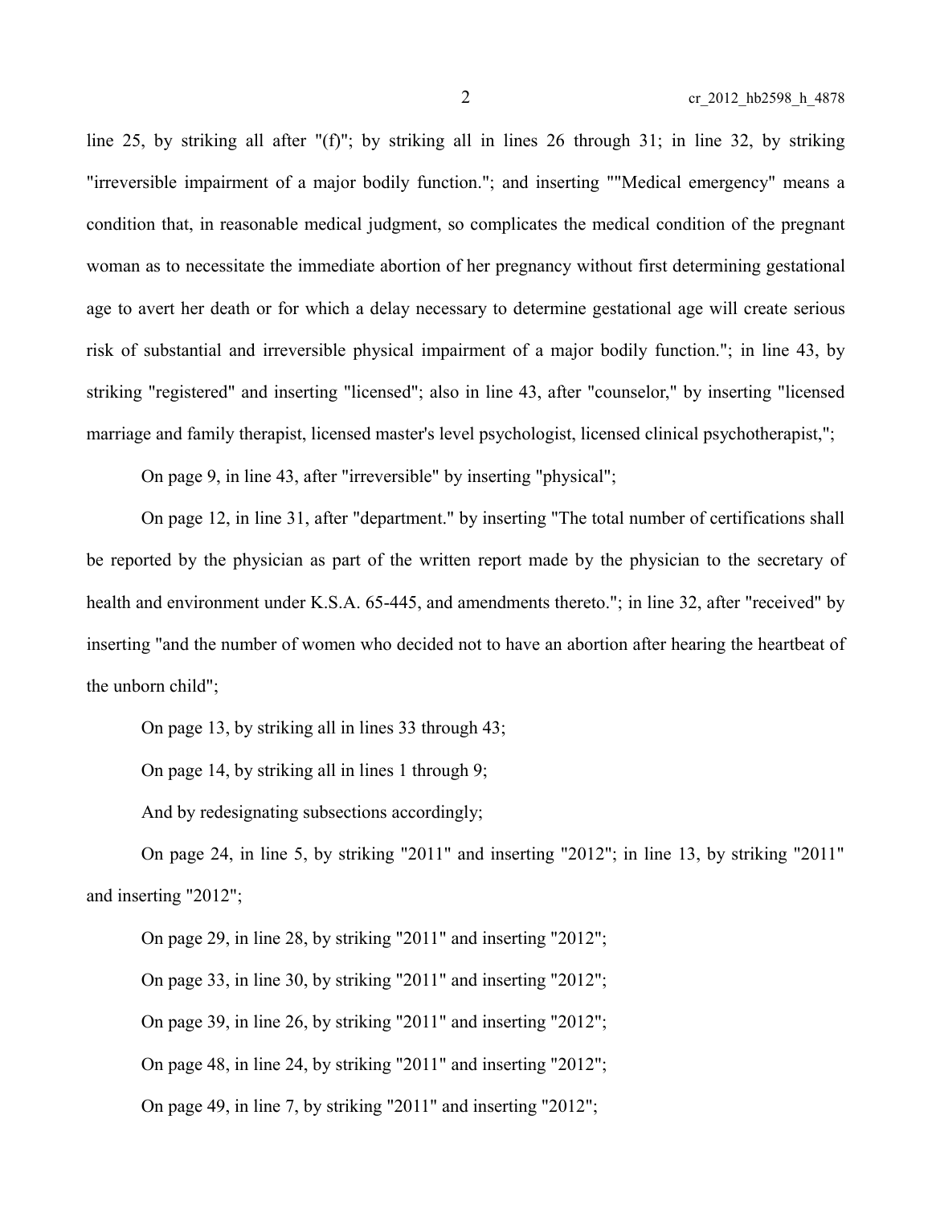line 25, by striking all after "(f)"; by striking all in lines 26 through 31; in line 32, by striking "irreversible impairment of a major bodily function."; and inserting ""Medical emergency" means a condition that, in reasonable medical judgment, so complicates the medical condition of the pregnant woman as to necessitate the immediate abortion of her pregnancy without first determining gestational age to avert her death or for which a delay necessary to determine gestational age will create serious risk of substantial and irreversible physical impairment of a major bodily function."; in line 43, by striking "registered" and inserting "licensed"; also in line 43, after "counselor," by inserting "licensed marriage and family therapist, licensed master's level psychologist, licensed clinical psychotherapist,";

On page 9, in line 43, after "irreversible" by inserting "physical";

On page 12, in line 31, after "department." by inserting "The total number of certifications shall be reported by the physician as part of the written report made by the physician to the secretary of health and environment under K.S.A. 65-445, and amendments thereto."; in line 32, after "received" by inserting "and the number of women who decided not to have an abortion after hearing the heartbeat of the unborn child";

On page 13, by striking all in lines 33 through 43;

On page 14, by striking all in lines 1 through 9;

And by redesignating subsections accordingly;

On page 24, in line 5, by striking "2011" and inserting "2012"; in line 13, by striking "2011" and inserting "2012";

On page 29, in line 28, by striking "2011" and inserting "2012";

On page 33, in line 30, by striking "2011" and inserting "2012";

On page 39, in line 26, by striking "2011" and inserting "2012";

On page 48, in line 24, by striking "2011" and inserting "2012";

On page 49, in line 7, by striking "2011" and inserting "2012";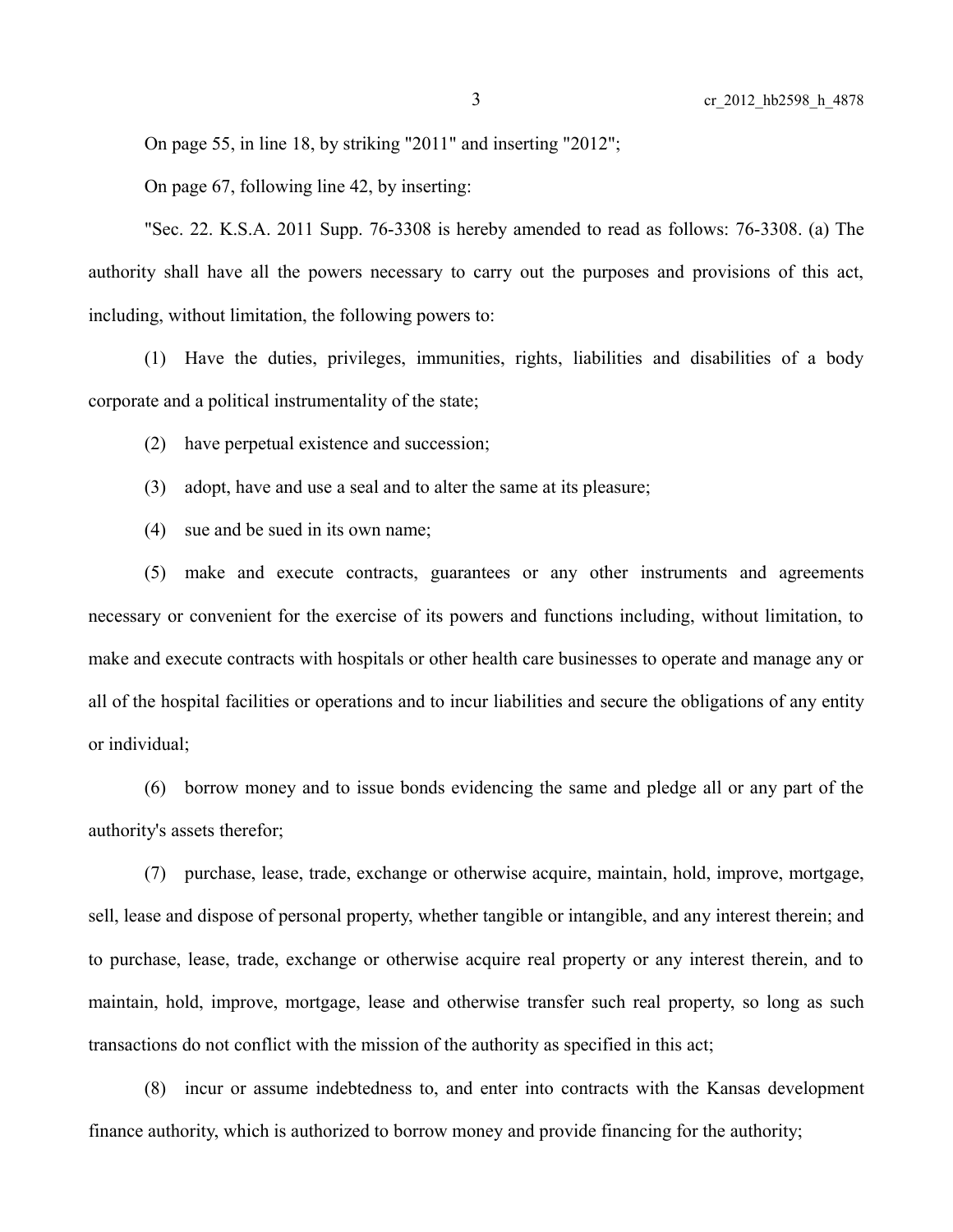On page 55, in line 18, by striking "2011" and inserting "2012";

On page 67, following line 42, by inserting:

"Sec. 22. K.S.A. 2011 Supp. 76-3308 is hereby amended to read as follows: 76-3308. (a) The authority shall have all the powers necessary to carry out the purposes and provisions of this act, including, without limitation, the following powers to:

(1) Have the duties, privileges, immunities, rights, liabilities and disabilities of a body corporate and a political instrumentality of the state;

(2) have perpetual existence and succession;

(3) adopt, have and use a seal and to alter the same at its pleasure;

(4) sue and be sued in its own name;

(5) make and execute contracts, guarantees or any other instruments and agreements necessary or convenient for the exercise of its powers and functions including, without limitation, to make and execute contracts with hospitals or other health care businesses to operate and manage any or all of the hospital facilities or operations and to incur liabilities and secure the obligations of any entity or individual;

(6) borrow money and to issue bonds evidencing the same and pledge all or any part of the authority's assets therefor;

(7) purchase, lease, trade, exchange or otherwise acquire, maintain, hold, improve, mortgage, sell, lease and dispose of personal property, whether tangible or intangible, and any interest therein; and to purchase, lease, trade, exchange or otherwise acquire real property or any interest therein, and to maintain, hold, improve, mortgage, lease and otherwise transfer such real property, so long as such transactions do not conflict with the mission of the authority as specified in this act;

(8) incur or assume indebtedness to, and enter into contracts with the Kansas development finance authority, which is authorized to borrow money and provide financing for the authority;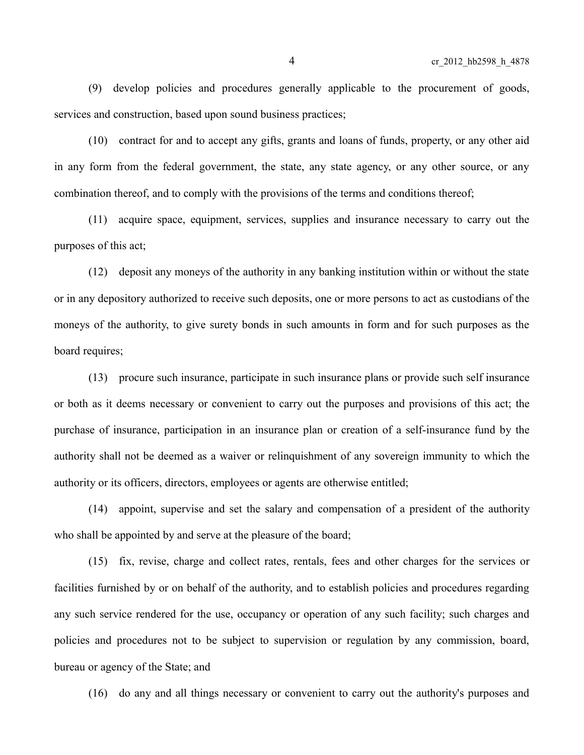(9) develop policies and procedures generally applicable to the procurement of goods, services and construction, based upon sound business practices;

(10) contract for and to accept any gifts, grants and loans of funds, property, or any other aid in any form from the federal government, the state, any state agency, or any other source, or any combination thereof, and to comply with the provisions of the terms and conditions thereof;

(11) acquire space, equipment, services, supplies and insurance necessary to carry out the purposes of this act;

(12) deposit any moneys of the authority in any banking institution within or without the state or in any depository authorized to receive such deposits, one or more persons to act as custodians of the moneys of the authority, to give surety bonds in such amounts in form and for such purposes as the board requires;

(13) procure such insurance, participate in such insurance plans or provide such self insurance or both as it deems necessary or convenient to carry out the purposes and provisions of this act; the purchase of insurance, participation in an insurance plan or creation of a self-insurance fund by the authority shall not be deemed as a waiver or relinquishment of any sovereign immunity to which the authority or its officers, directors, employees or agents are otherwise entitled;

(14) appoint, supervise and set the salary and compensation of a president of the authority who shall be appointed by and serve at the pleasure of the board;

(15) fix, revise, charge and collect rates, rentals, fees and other charges for the services or facilities furnished by or on behalf of the authority, and to establish policies and procedures regarding any such service rendered for the use, occupancy or operation of any such facility; such charges and policies and procedures not to be subject to supervision or regulation by any commission, board, bureau or agency of the State; and

(16) do any and all things necessary or convenient to carry out the authority's purposes and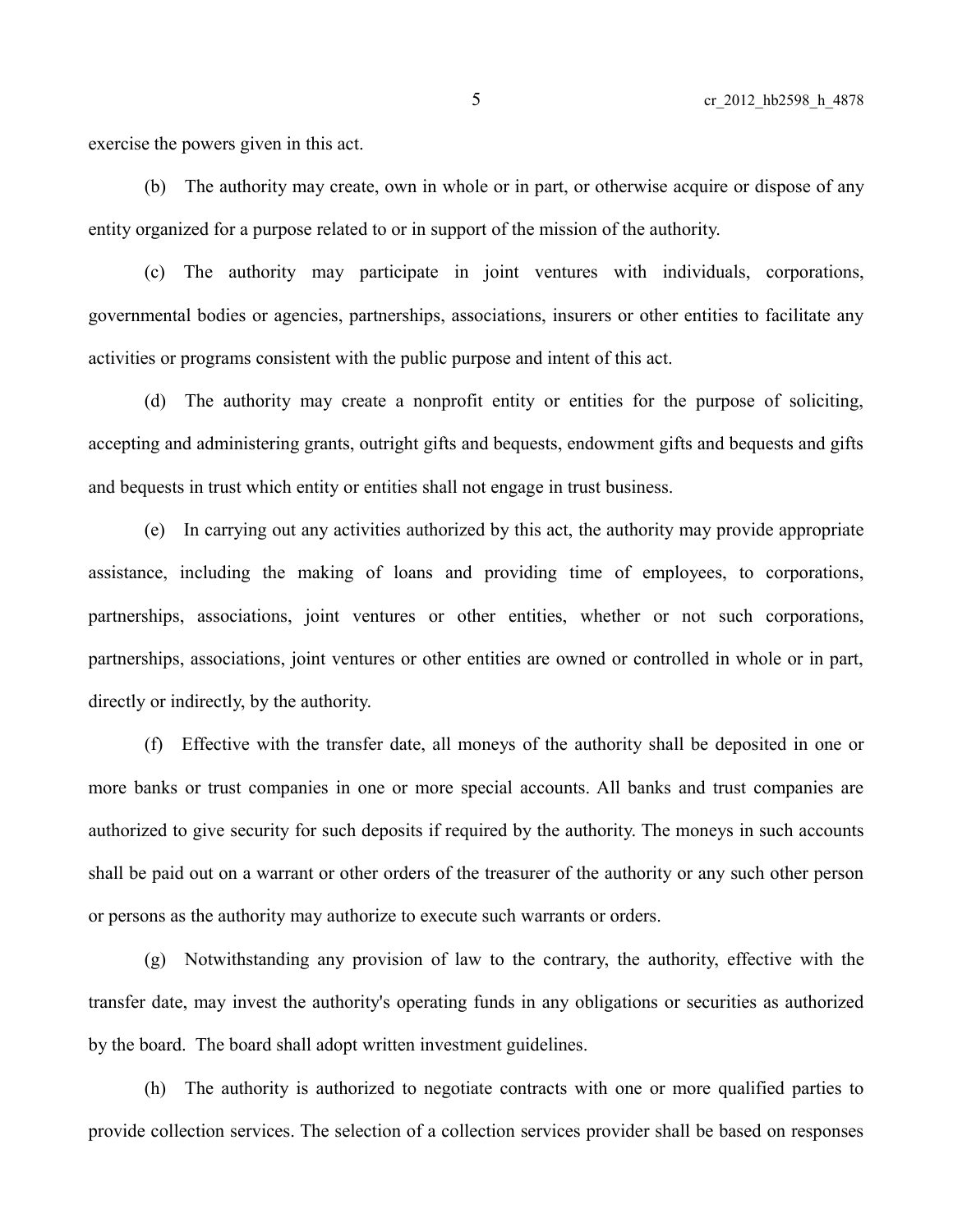exercise the powers given in this act.

(b) The authority may create, own in whole or in part, or otherwise acquire or dispose of any entity organized for a purpose related to or in support of the mission of the authority.

(c) The authority may participate in joint ventures with individuals, corporations, governmental bodies or agencies, partnerships, associations, insurers or other entities to facilitate any activities or programs consistent with the public purpose and intent of this act.

(d) The authority may create a nonprofit entity or entities for the purpose of soliciting, accepting and administering grants, outright gifts and bequests, endowment gifts and bequests and gifts and bequests in trust which entity or entities shall not engage in trust business.

(e) In carrying out any activities authorized by this act, the authority may provide appropriate assistance, including the making of loans and providing time of employees, to corporations, partnerships, associations, joint ventures or other entities, whether or not such corporations, partnerships, associations, joint ventures or other entities are owned or controlled in whole or in part, directly or indirectly, by the authority.

(f) Effective with the transfer date, all moneys of the authority shall be deposited in one or more banks or trust companies in one or more special accounts. All banks and trust companies are authorized to give security for such deposits if required by the authority. The moneys in such accounts shall be paid out on a warrant or other orders of the treasurer of the authority or any such other person or persons as the authority may authorize to execute such warrants or orders.

(g) Notwithstanding any provision of law to the contrary, the authority, effective with the transfer date, may invest the authority's operating funds in any obligations or securities as authorized by the board. The board shall adopt written investment guidelines.

(h) The authority is authorized to negotiate contracts with one or more qualified parties to provide collection services. The selection of a collection services provider shall be based on responses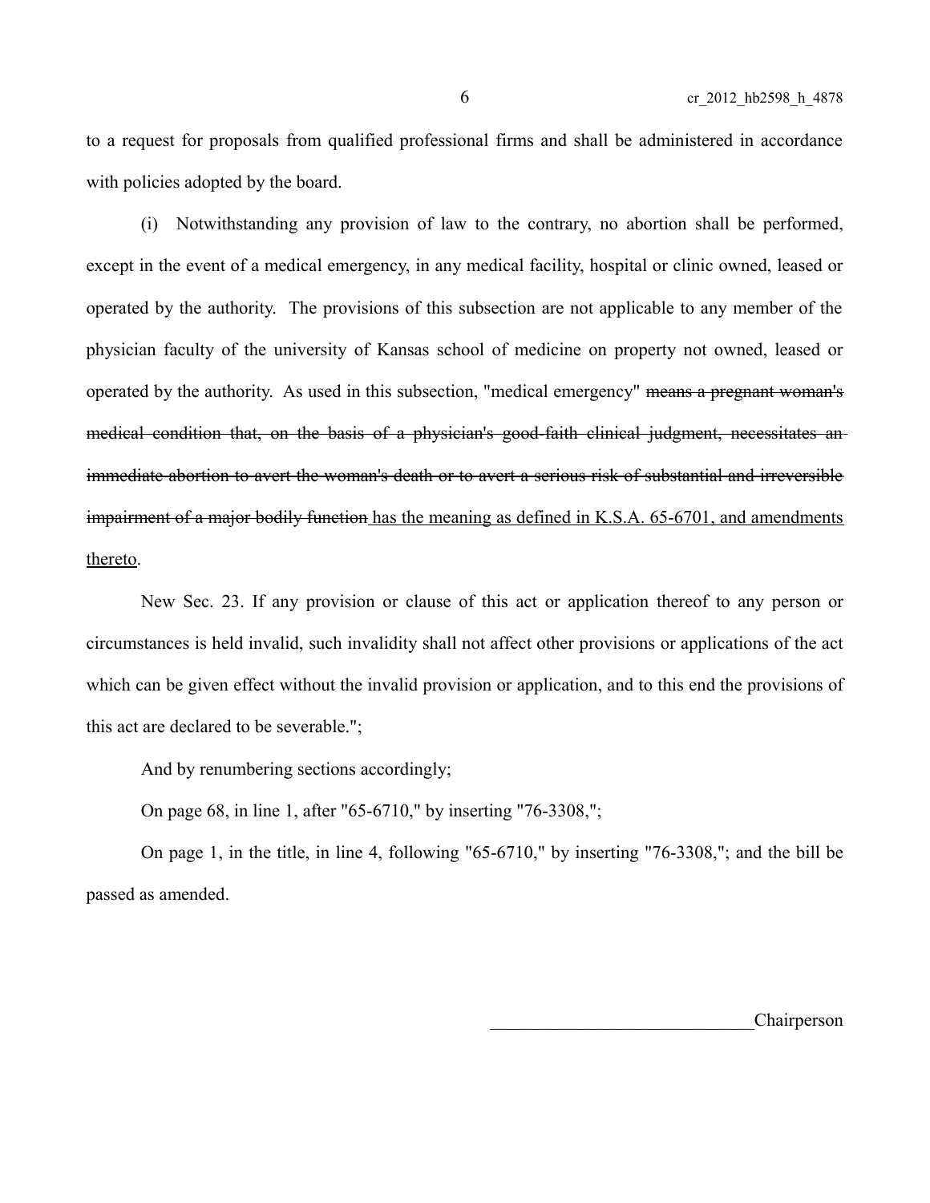to a request for proposals from qualified professional firms and shall be administered in accordance with policies adopted by the board.

(i) Notwithstanding any provision of law to the contrary, no abortion shall be performed, except in the event of a medical emergency, in any medical facility, hospital or clinic owned, leased or operated by the authority. The provisions of this subsection are not applicable to any member of the physician faculty of the university of Kansas school of medicine on property not owned, leased or operated by the authority. As used in this subsection, "medical emergency" ~~means a pregnant woman's medical condition that, on the basis of a physician's good-faith clinical judgment, necessitates an immediate abortion to avert the woman's death or to avert a serious risk of substantial and irreversible impairment of a major bodily function~~ <u>has the meaning as defined in K.S.A. 65-6701, and amendments thereto</u>.

New Sec. 23. If any provision or clause of this act or application thereof to any person or circumstances is held invalid, such invalidity shall not affect other provisions or applications of the act which can be given effect without the invalid provision or application, and to this end the provisions of this act are declared to be severable.";

And by renumbering sections accordingly;

On page 68, in line 1, after "65-6710," by inserting "76-3308,";

On page 1, in the title, in line 4, following "65-6710," by inserting "76-3308,"; and the bill be passed as amended.

_____________________________Chairperson